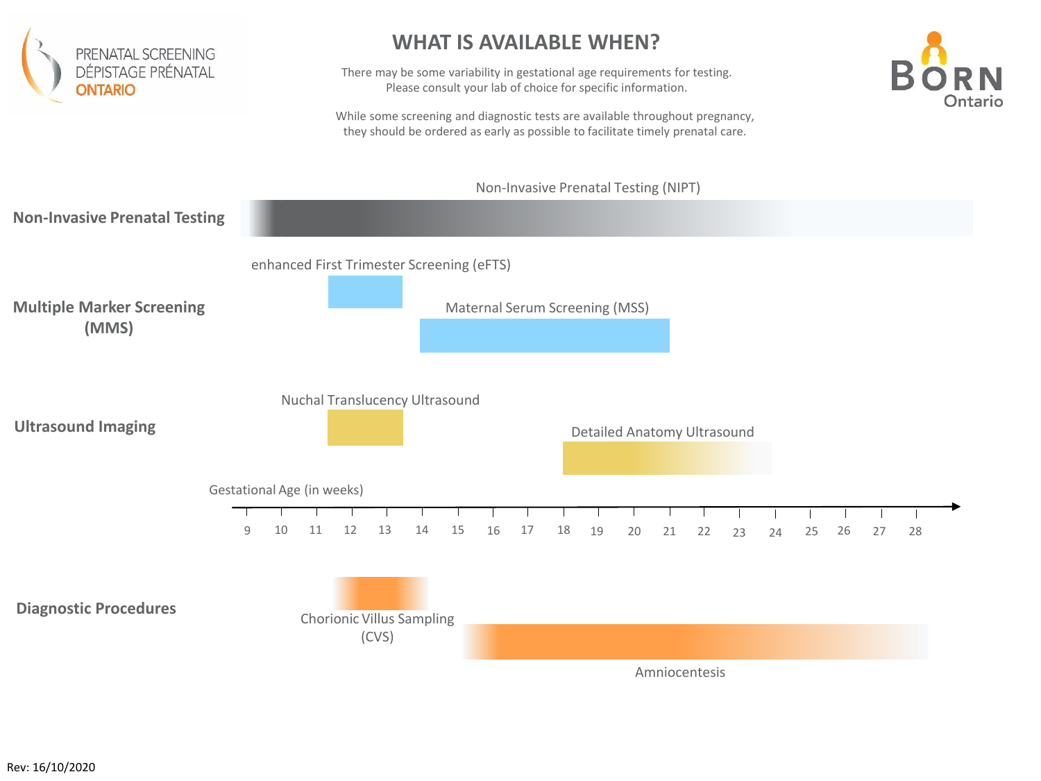PRENATAL SCREENING
DÉPISTAGE PRÉNATAL
ONTARIO

# WHAT IS AVAILABLE WHEN?

There may be some variability in gestational age requirements for testing.
Please consult your lab of choice for specific information.

While some screening and diagnostic tests are available throughout pregnancy,
they should be ordered as early as possible to facilitate timely prenatal care.

BORN Ontario

**Non-Invasive Prenatal Testing**

Non-Invasive Prenatal Testing (NIPT)

**Multiple Marker Screening (MMS)**

enhanced First Trimester Screening (eFTS)

Maternal Serum Screening (MSS)

**Ultrasound Imaging**

Nuchal Translucency Ultrasound

Detailed Anatomy Ultrasound

Gestational Age (in weeks)

9 10 11 12 13 14 15 16 17 18 19 20 21 22 23 24 25 26 27 28

**Diagnostic Procedures**

Chorionic Villus Sampling (CVS)

Amniocentesis

Rev: 16/10/2020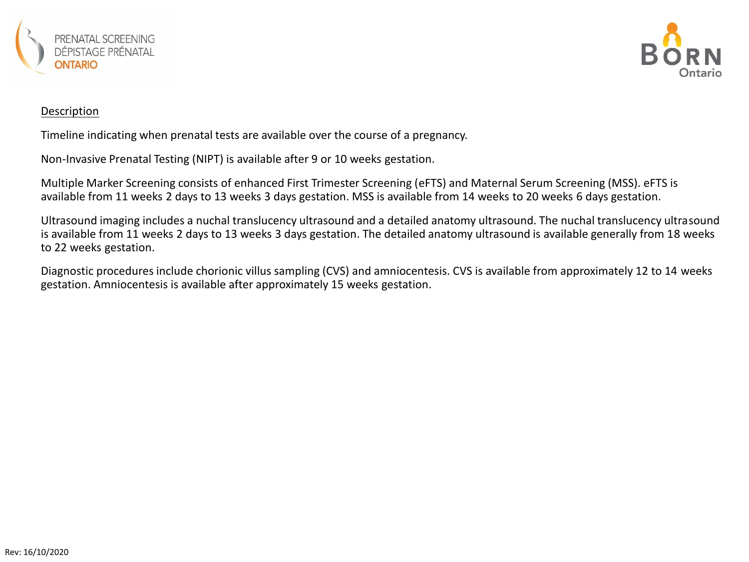Description

Timeline indicating when prenatal tests are available over the course of a pregnancy.

Non-Invasive Prenatal Testing (NIPT) is available after 9 or 10 weeks gestation.

Multiple Marker Screening consists of enhanced First Trimester Screening (eFTS) and Maternal Serum Screening (MSS). eFTS is available from 11 weeks 2 days to 13 weeks 3 days gestation. MSS is available from 14 weeks to 20 weeks 6 days gestation.

Ultrasound imaging includes a nuchal translucency ultrasound and a detailed anatomy ultrasound. The nuchal translucency ultrasound is available from 11 weeks 2 days to 13 weeks 3 days gestation. The detailed anatomy ultrasound is available generally from 18 weeks to 22 weeks gestation.

Diagnostic procedures include chorionic villus sampling (CVS) and amniocentesis. CVS is available from approximately 12 to 14 weeks gestation. Amniocentesis is available after approximately 15 weeks gestation.

Rev: 16/10/2020